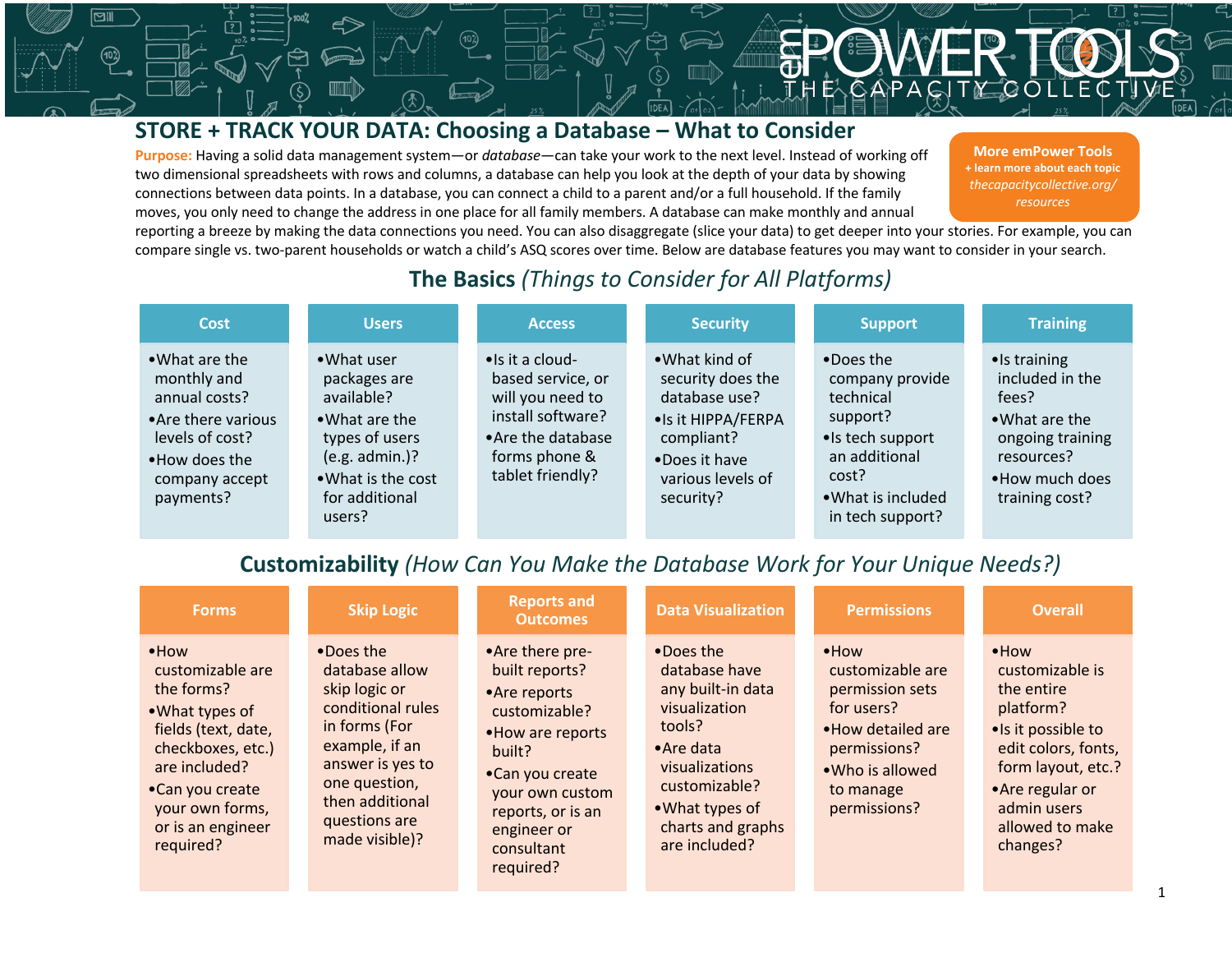# STORE + TRACK YOUR DATA: Choosing a Database – What to Consider

**More emPower Tools**
**+ learn more about each topic**
*thecapacitycollective.org/resources*

**Purpose:** Having a solid data management system—or *database*—can take your work to the next level. Instead of working off two dimensional spreadsheets with rows and columns, a database can help you look at the depth of your data by showing connections between data points. In a database, you can connect a child to a parent and/or a full household. If the family moves, you only need to change the address in one place for all family members. A database can make monthly and annual reporting a breeze by making the data connections you need. You can also disaggregate (slice your data) to get deeper into your stories. For example, you can compare single vs. two-parent households or watch a child's ASQ scores over time. Below are database features you may want to consider in your search.

## The Basics *(Things to Consider for All Platforms)*

### Cost
- What are the monthly and annual costs?
- Are there various levels of cost?
- How does the company accept payments?

### Users
- What user packages are available?
- What are the types of users (e.g. admin.)?
- What is the cost for additional users?

### Access
- Is it a cloud-based service, or will you need to install software?
- Are the database forms phone & tablet friendly?

### Security
- What kind of security does the database use?
- Is it HIPPA/FERPA compliant?
- Does it have various levels of security?

### Support
- Does the company provide technical support?
- Is tech support an additional cost?
- What is included in tech support?

### Training
- Is training included in the fees?
- What are the ongoing training resources?
- How much does training cost?

## Customizability *(How Can You Make the Database Work for Your Unique Needs?)*

### Forms
- How customizable are the forms?
- What types of fields (text, date, checkboxes, etc.) are included?
- Can you create your own forms, or is an engineer required?

### Skip Logic
- Does the database allow skip logic or conditional rules in forms (For example, if an answer is yes to one question, then additional questions are made visible)?

### Reports and Outcomes
- Are there pre-built reports?
- Are reports customizable?
- How are reports built?
- Can you create your own custom reports, or is an engineer or consultant required?

### Data Visualization
- Does the database have any built-in data visualization tools?
- Are data visualizations customizable?
- What types of charts and graphs are included?

### Permissions
- How customizable are permission sets for users?
- How detailed are permissions?
- Who is allowed to manage permissions?

### Overall
- How customizable is the entire platform?
- Is it possible to edit colors, fonts, form layout, etc.?
- Are regular or admin users allowed to make changes?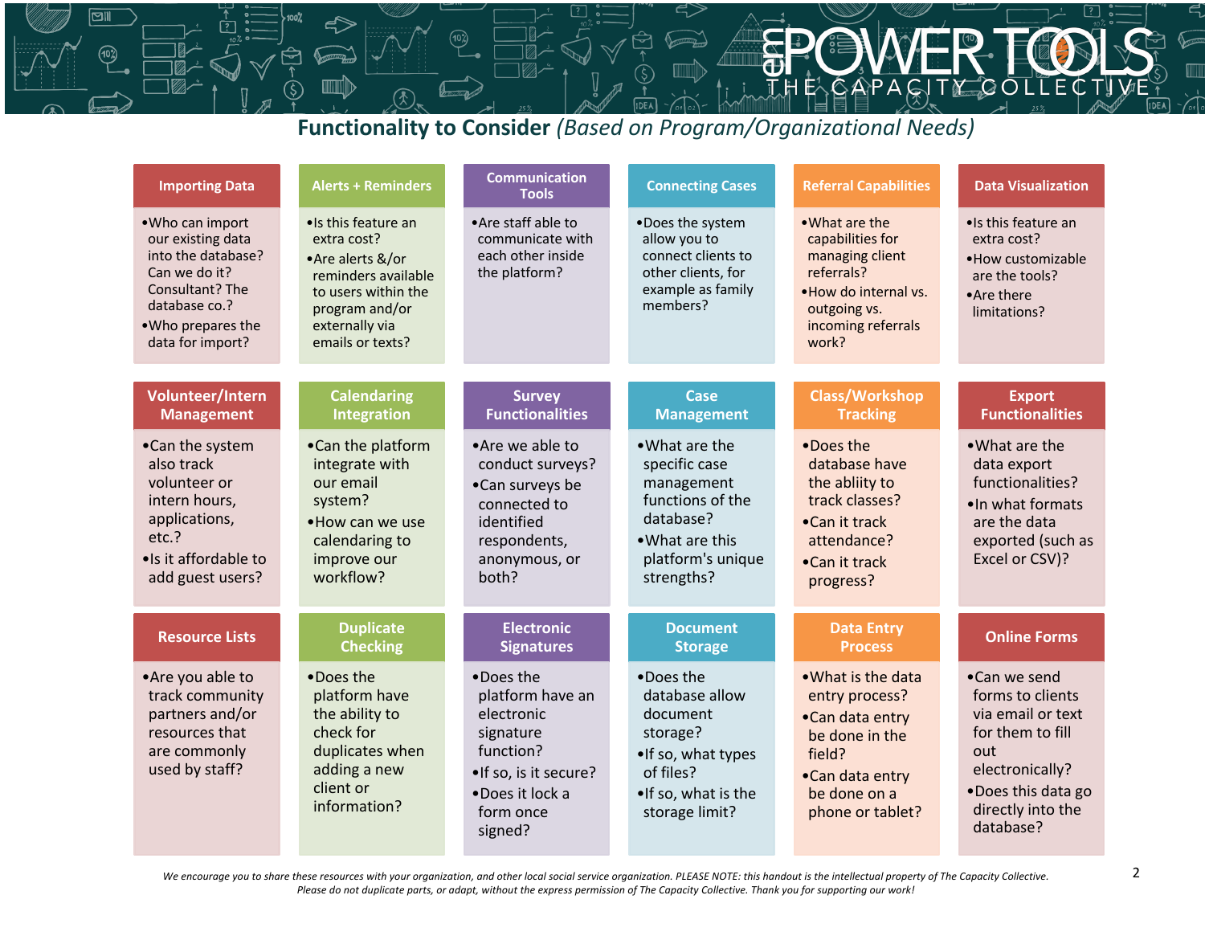## Functionality to Consider *(Based on Program/Organizational Needs)*

### Importing Data
- Who can import our existing data into the database? Can we do it? Consultant? The database co.?
- Who prepares the data for import?

### Alerts + Reminders
- Is this feature an extra cost?
- Are alerts &/or reminders available to users within the program and/or externally via emails or texts?

### Communication Tools
- Are staff able to communicate with each other inside the platform?

### Connecting Cases
- Does the system allow you to connect clients to other clients, for example as family members?

### Referral Capabilities
- What are the capabilities for managing client referrals?
- How do internal vs. outgoing vs. incoming referrals work?

### Data Visualization
- Is this feature an extra cost?
- How customizable are the tools?
- Are there limitations?

### Volunteer/Intern Management
- Can the system also track volunteer or intern hours, applications, etc.?
- Is it affordable to add guest users?

### Calendaring Integration
- Can the platform integrate with our email system?
- How can we use calendaring to improve our workflow?

### Survey Functionalities
- Are we able to conduct surveys?
- Can surveys be connected to identified respondents, anonymous, or both?

### Case Management
- What are the specific case management functions of the database?
- What are this platform's unique strengths?

### Class/Workshop Tracking
- Does the database have the abliity to track classes?
- Can it track attendance?
- Can it track progress?

### Export Functionalities
- What are the data export functionalities?
- In what formats are the data exported (such as Excel or CSV)?

### Resource Lists
- Are you able to track community partners and/or resources that are commonly used by staff?

### Duplicate Checking
- Does the platform have the ability to check for duplicates when adding a new client or information?

### Electronic Signatures
- Does the platform have an electronic signature function?
- If so, is it secure?
- Does it lock a form once signed?

### Document Storage
- Does the database allow document storage?
- If so, what types of files?
- If so, what is the storage limit?

### Data Entry Process
- What is the data entry process?
- Can data entry be done in the field?
- Can data entry be done on a phone or tablet?

### Online Forms
- Can we send forms to clients via email or text for them to fill out electronically?
- Does this data go directly into the database?

*We encourage you to share these resources with your organization, and other local social service organization. PLEASE NOTE: this handout is the intellectual property of The Capacity Collective. Please do not duplicate parts, or adapt, without the express permission of The Capacity Collective. Thank you for supporting our work!*